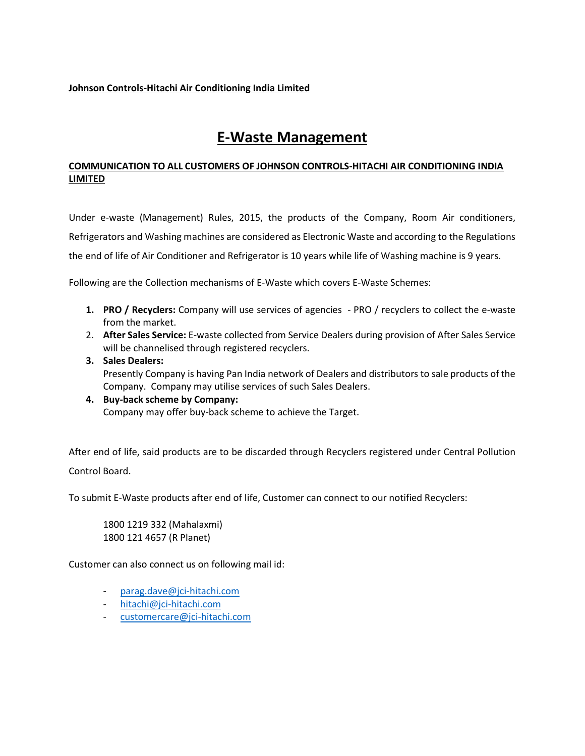**Johnson Controls-Hitachi Air Conditioning India Limited**

# E-Waste Management

**COMMUNICATION TO ALL CUSTOMERS OF JOHNSON CONTROLS-HITACHI AIR CONDITIONING INDIA LIMITED**

Under e-waste (Management) Rules, 2015, the products of the Company, Room Air conditioners, Refrigerators and Washing machines are considered as Electronic Waste and according to the Regulations the end of life of Air Conditioner and Refrigerator is 10 years while life of Washing machine is 9 years.

Following are the Collection mechanisms of E-Waste which covers E-Waste Schemes:

1. **PRO / Recyclers:** Company will use services of agencies - PRO / recyclers to collect the e-waste from the market.
2. **After Sales Service:** E-waste collected from Service Dealers during provision of After Sales Service will be channelised through registered recyclers.
3. **Sales Dealers:**
   Presently Company is having Pan India network of Dealers and distributors to sale products of the Company. Company may utilise services of such Sales Dealers.
4. **Buy-back scheme by Company:**
   Company may offer buy-back scheme to achieve the Target.

After end of life, said products are to be discarded through Recyclers registered under Central Pollution Control Board.

To submit E-Waste products after end of life, Customer can connect to our notified Recyclers:

1800 1219 332 (Mahalaxmi)
1800 121 4657 (R Planet)

Customer can also connect us on following mail id:

- parag.dave@jci-hitachi.com
- hitachi@jci-hitachi.com
- customercare@jci-hitachi.com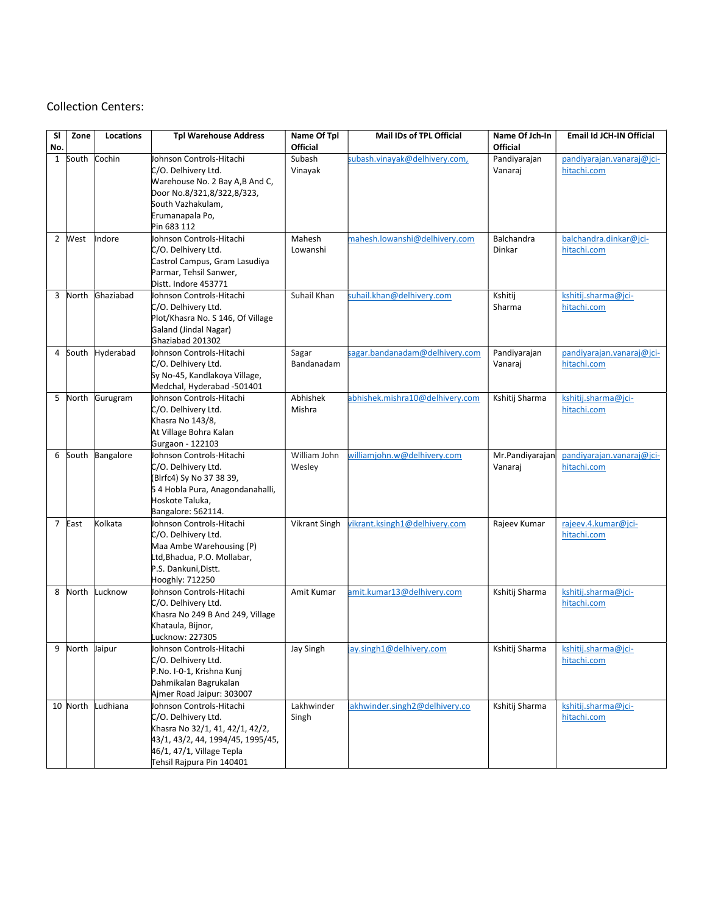Collection Centers:

| Sl No. | Zone | Locations | Tpl Warehouse Address | Name Of Tpl Official | Mail IDs of TPL Official | Name Of Jch-In Official | Email Id JCH-IN Official |
|---|---|---|---|---|---|---|---|
| 1 | South | Cochin | Johnson Controls-Hitachi C/O. Delhivery Ltd. Warehouse No. 2 Bay A,B And C, Door No.8/321,8/322,8/323, South Vazhakulam, Erumanapala Po, Pin 683 112 | Subash Vinayak | subash.vinayak@delhivery.com, | Pandiyarajan Vanaraj | pandiyarajan.vanaraj@jci-hitachi.com |
| 2 | West | Indore | Johnson Controls-Hitachi C/O. Delhivery Ltd. Castrol Campus, Gram Lasudiya Parmar, Tehsil Sanwer, Distt. Indore 453771 | Mahesh Lowanshi | mahesh.lowanshi@delhivery.com | Balchandra Dinkar | balchandra.dinkar@jci-hitachi.com |
| 3 | North | Ghaziabad | Johnson Controls-Hitachi C/O. Delhivery Ltd. Plot/Khasra No. S 146, Of Village Galand (Jindal Nagar) Ghaziabad 201302 | Suhail Khan | suhail.khan@delhivery.com | Kshitij Sharma | kshitij.sharma@jci-hitachi.com |
| 4 | South | Hyderabad | Johnson Controls-Hitachi C/O. Delhivery Ltd. Sy No-45, Kandlakoya Village, Medchal, Hyderabad -501401 | Sagar Bandanadam | sagar.bandanadam@delhivery.com | Pandiyarajan Vanaraj | pandiyarajan.vanaraj@jci-hitachi.com |
| 5 | North | Gurugram | Johnson Controls-Hitachi C/O. Delhivery Ltd. Khasra No 143/8, At Village Bohra Kalan Gurgaon - 122103 | Abhishek Mishra | abhishek.mishra10@delhivery.com | Kshitij Sharma | kshitij.sharma@jci-hitachi.com |
| 6 | South | Bangalore | Johnson Controls-Hitachi C/O. Delhivery Ltd. (Blrfc4) Sy No 37 38 39, S 4 Hobla Pura, Anagondanahalli, Hoskote Taluka, Bangalore: 562114. | William John Wesley | williamjohn.w@delhivery.com | Mr.Pandiyarajan Vanaraj | pandiyarajan.vanaraj@jci-hitachi.com |
| 7 | East | Kolkata | Johnson Controls-Hitachi C/O. Delhivery Ltd. Maa Ambe Warehousing (P) Ltd,Bhadua, P.O. Mollabar, P.S. Dankuni,Distt. Hooghly: 712250 | Vikrant Singh | vikrant.ksingh1@delhivery.com | Rajeev Kumar | rajeev.4.kumar@jci-hitachi.com |
| 8 | North | Lucknow | Johnson Controls-Hitachi C/O. Delhivery Ltd. Khasra No 249 B And 249, Village Khataula, Bijnor, Lucknow: 227305 | Amit Kumar | amit.kumar13@delhivery.com | Kshitij Sharma | kshitij.sharma@jci-hitachi.com |
| 9 | North | Jaipur | Johnson Controls-Hitachi C/O. Delhivery Ltd. P.No. I-0-1, Krishna Kunj Dahmikalan Bagrukalan Ajmer Road Jaipur: 303007 | Jay Singh | jay.singh1@delhivery.com | Kshitij Sharma | kshitij.sharma@jci-hitachi.com |
| 10 | North | Ludhiana | Johnson Controls-Hitachi C/O. Delhivery Ltd. Khasra No 32/1, 41, 42/1, 42/2, 43/1, 43/2, 44, 1994/45, 1995/45, 46/1, 47/1, Village Tepla Tehsil Rajpura Pin 140401 | Lakhwinder Singh | lakhwinder.singh2@delhivery.co | Kshitij Sharma | kshitij.sharma@jci-hitachi.com |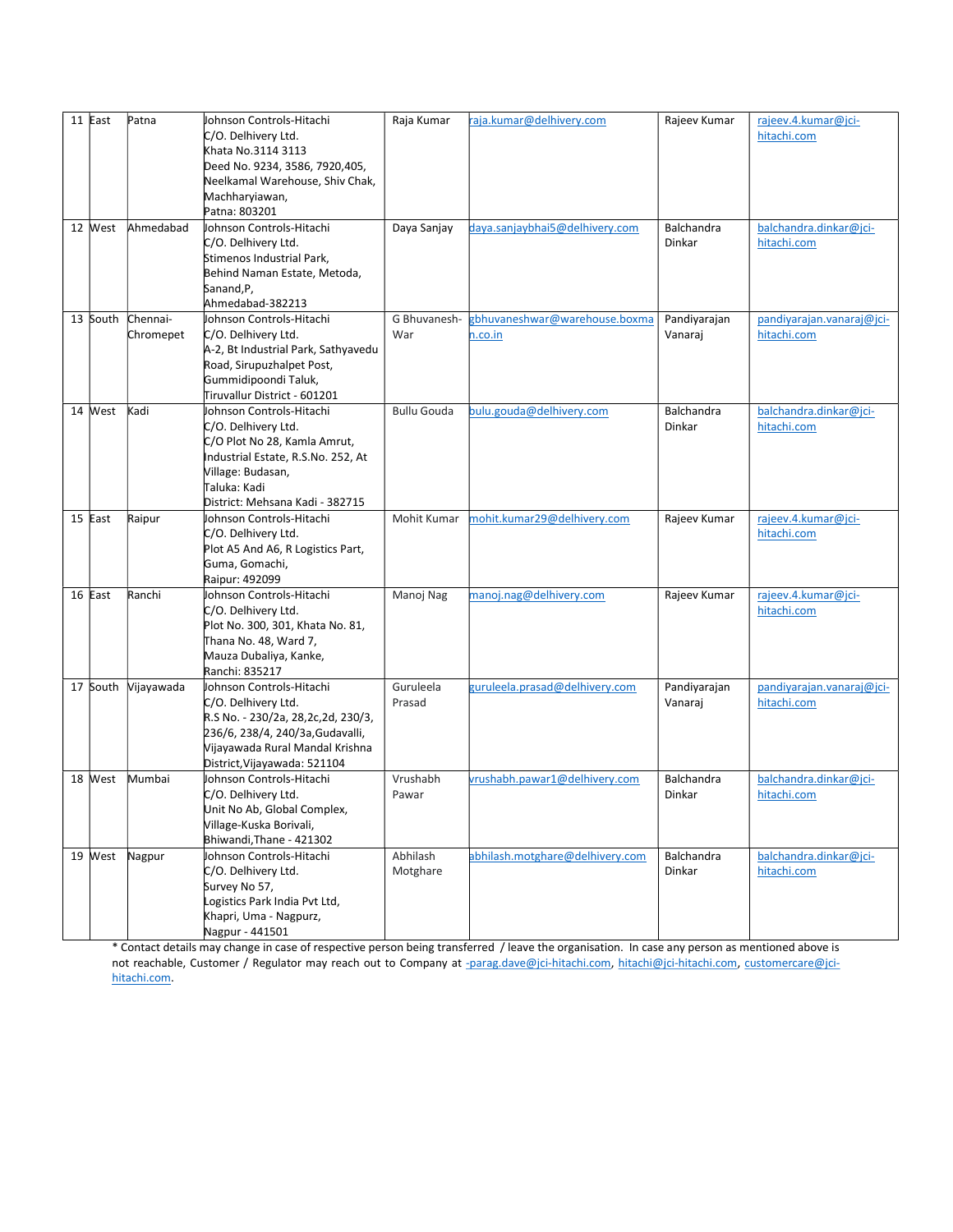| | | | | | | | |
|---|---|---|---|---|---|---|---|
| 11 | East | Patna | Johnson Controls-Hitachi<br>C/O. Delhivery Ltd.<br>Khata No.3114 3113<br>Deed No. 9234, 3586, 7920,405,<br>Neelkamal Warehouse, Shiv Chak,<br>Machharyiawan,<br>Patna: 803201 | Raja Kumar | raja.kumar@delhivery.com | Rajeev Kumar | rajeev.4.kumar@jci-hitachi.com |
| 12 | West | Ahmedabad | Johnson Controls-Hitachi<br>C/O. Delhivery Ltd.<br>Stimenos Industrial Park,<br>Behind Naman Estate, Metoda,<br>Sanand,P,<br>Ahmedabad-382213 | Daya Sanjay | daya.sanjaybhai5@delhivery.com | Balchandra Dinkar | balchandra.dinkar@jci-hitachi.com |
| 13 | South | Chennai-Chromepet | Johnson Controls-Hitachi<br>C/O. Delhivery Ltd.<br>A-2, Bt Industrial Park, Sathyavedu Road, Sirupuzhalpet Post,<br>Gummidipoondi Taluk,<br>Tiruvallur District - 601201 | G Bhuvanesh-War | gbhuvaneshwar@warehouse.boxman.co.in | Pandiyarajan Vanaraj | pandiyarajan.vanaraj@jci-hitachi.com |
| 14 | West | Kadi | Johnson Controls-Hitachi<br>C/O. Delhivery Ltd.<br>C/O Plot No 28, Kamla Amrut,<br>Industrial Estate, R.S.No. 252, At<br>Village: Budasan,<br>Taluka: Kadi<br>District: Mehsana Kadi - 382715 | Bullu Gouda | bulu.gouda@delhivery.com | Balchandra Dinkar | balchandra.dinkar@jci-hitachi.com |
| 15 | East | Raipur | Johnson Controls-Hitachi<br>C/O. Delhivery Ltd.<br>Plot A5 And A6, R Logistics Part,<br>Guma, Gomachi,<br>Raipur: 492099 | Mohit Kumar | mohit.kumar29@delhivery.com | Rajeev Kumar | rajeev.4.kumar@jci-hitachi.com |
| 16 | East | Ranchi | Johnson Controls-Hitachi<br>C/O. Delhivery Ltd.<br>Plot No. 300, 301, Khata No. 81,<br>Thana No. 48, Ward 7,<br>Mauza Dubaliya, Kanke,<br>Ranchi: 835217 | Manoj Nag | manoj.nag@delhivery.com | Rajeev Kumar | rajeev.4.kumar@jci-hitachi.com |
| 17 | South | Vijayawada | Johnson Controls-Hitachi<br>C/O. Delhivery Ltd.<br>R.S No. - 230/2a, 28,2c,2d, 230/3,<br>236/6, 238/4, 240/3a,Gudavalli,<br>Vijayawada Rural Mandal Krishna<br>District,Vijayawada: 521104 | Guruleela Prasad | guruleela.prasad@delhivery.com | Pandiyarajan Vanaraj | pandiyarajan.vanaraj@jci-hitachi.com |
| 18 | West | Mumbai | Johnson Controls-Hitachi<br>C/O. Delhivery Ltd.<br>Unit No Ab, Global Complex,<br>Village-Kuska Borivali,<br>Bhiwandi,Thane - 421302 | Vrushabh Pawar | vrushabh.pawar1@delhivery.com | Balchandra Dinkar | balchandra.dinkar@jci-hitachi.com |
| 19 | West | Nagpur | Johnson Controls-Hitachi<br>C/O. Delhivery Ltd.<br>Survey No 57,<br>Logistics Park India Pvt Ltd,<br>Khapri, Uma - Nagpurz,<br>Nagpur - 441501 | Abhilash Motghare | abhilash.motghare@delhivery.com | Balchandra Dinkar | balchandra.dinkar@jci-hitachi.com |

* Contact details may change in case of respective person being transferred / leave the organisation. In case any person as mentioned above is not reachable, Customer / Regulator may reach out to Company at -parag.dave@jci-hitachi.com, hitachi@jci-hitachi.com, customercare@jci-hitachi.com.